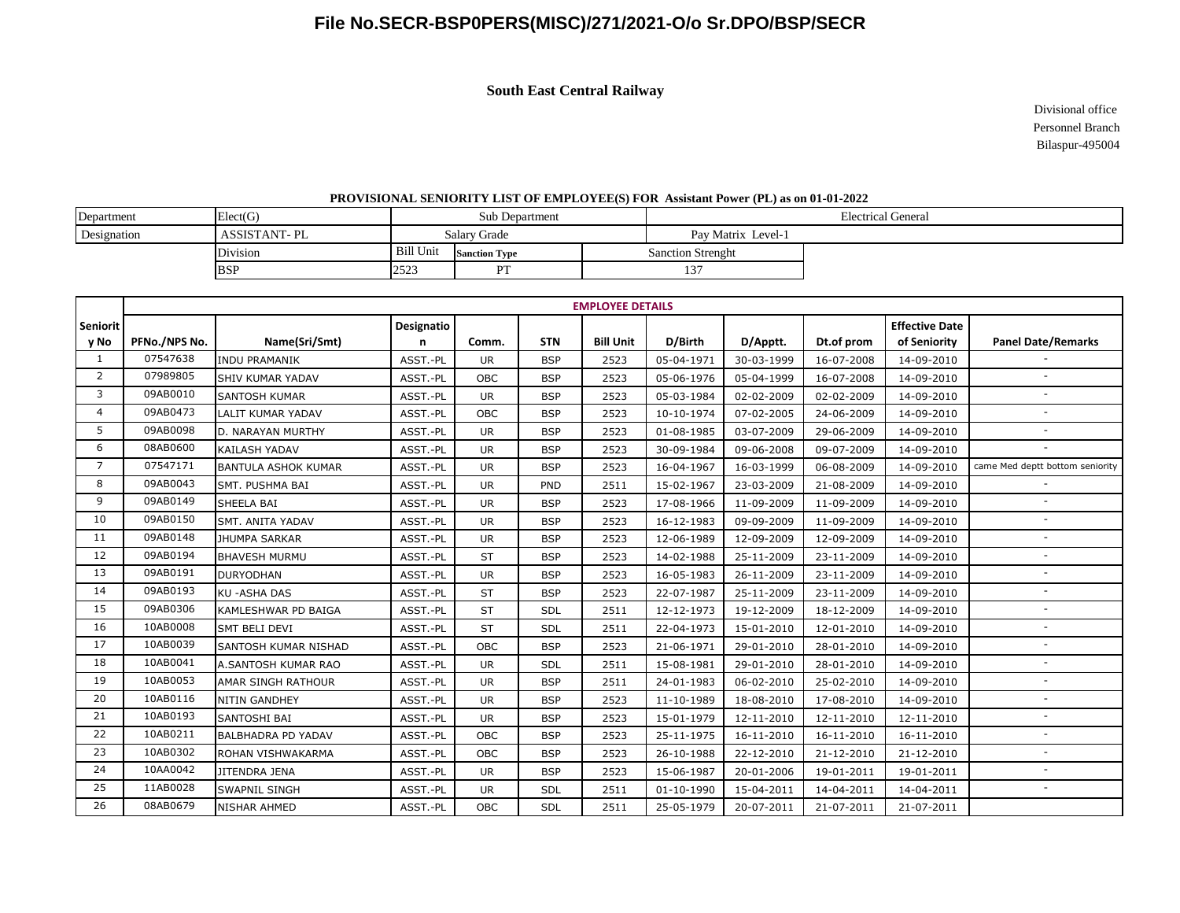# File No.SECR-BSP0PERS(MISC)/271/2021-O/o Sr.DPO/BSP/SECR

## South East Central Railway

Divisional office
Personnel Branch
Bilaspur-495004

### PROVISIONAL SENIORITY LIST OF EMPLOYEE(S) FOR Assistant Power (PL) as on 01-01-2022

| Department | Elect(G) | Sub Department | | Electrical General |
|---|---|---|---|---|
| Designation | ASSISTANT- PL | Salary Grade | | Pay Matrix Level-1 |
| | Division | Bill Unit | Sanction Type | Sanction Strenght |
| | BSP | 2523 | PT | 137 |

| Seniority No | EMPLOYEE DETAILS | | | | | | | | | | |
|---|---|---|---|---|---|---|---|---|---|---|---|
| | PFNo./NPS No. | Name(Sri/Smt) | Designation | Comm. | STN | Bill Unit | D/Birth | D/Apptt. | Dt.of prom | Effective Date of Seniority | Panel Date/Remarks |
| 1 | 07547638 | INDU PRAMANIK | ASST.-PL | UR | BSP | 2523 | 05-04-1971 | 30-03-1999 | 16-07-2008 | 14-09-2010 | - |
| 2 | 07989805 | SHIV KUMAR YADAV | ASST.-PL | OBC | BSP | 2523 | 05-06-1976 | 05-04-1999 | 16-07-2008 | 14-09-2010 | - |
| 3 | 09AB0010 | SANTOSH KUMAR | ASST.-PL | UR | BSP | 2523 | 05-03-1984 | 02-02-2009 | 02-02-2009 | 14-09-2010 | - |
| 4 | 09AB0473 | LALIT KUMAR YADAV | ASST.-PL | OBC | BSP | 2523 | 10-10-1974 | 07-02-2005 | 24-06-2009 | 14-09-2010 | - |
| 5 | 09AB0098 | D. NARAYAN MURTHY | ASST.-PL | UR | BSP | 2523 | 01-08-1985 | 03-07-2009 | 29-06-2009 | 14-09-2010 | - |
| 6 | 08AB0600 | KAILASH YADAV | ASST.-PL | UR | BSP | 2523 | 30-09-1984 | 09-06-2008 | 09-07-2009 | 14-09-2010 | - |
| 7 | 07547171 | BANTULA ASHOK KUMAR | ASST.-PL | UR | BSP | 2523 | 16-04-1967 | 16-03-1999 | 06-08-2009 | 14-09-2010 | came Med deptt bottom seniority |
| 8 | 09AB0043 | SMT. PUSHMA BAI | ASST.-PL | UR | PND | 2511 | 15-02-1967 | 23-03-2009 | 21-08-2009 | 14-09-2010 | - |
| 9 | 09AB0149 | SHEELA BAI | ASST.-PL | UR | BSP | 2523 | 17-08-1966 | 11-09-2009 | 11-09-2009 | 14-09-2010 | - |
| 10 | 09AB0150 | SMT. ANITA YADAV | ASST.-PL | UR | BSP | 2523 | 16-12-1983 | 09-09-2009 | 11-09-2009 | 14-09-2010 | - |
| 11 | 09AB0148 | JHUMPA SARKAR | ASST.-PL | UR | BSP | 2523 | 12-06-1989 | 12-09-2009 | 12-09-2009 | 14-09-2010 | - |
| 12 | 09AB0194 | BHAVESH MURMU | ASST.-PL | ST | BSP | 2523 | 14-02-1988 | 25-11-2009 | 23-11-2009 | 14-09-2010 | - |
| 13 | 09AB0191 | DURYODHAN | ASST.-PL | UR | BSP | 2523 | 16-05-1983 | 26-11-2009 | 23-11-2009 | 14-09-2010 | - |
| 14 | 09AB0193 | KU -ASHA DAS | ASST.-PL | ST | BSP | 2523 | 22-07-1987 | 25-11-2009 | 23-11-2009 | 14-09-2010 | - |
| 15 | 09AB0306 | KAMLESHWAR PD BAIGA | ASST.-PL | ST | SDL | 2511 | 12-12-1973 | 19-12-2009 | 18-12-2009 | 14-09-2010 | - |
| 16 | 10AB0008 | SMT BELI DEVI | ASST.-PL | ST | SDL | 2511 | 22-04-1973 | 15-01-2010 | 12-01-2010 | 14-09-2010 | - |
| 17 | 10AB0039 | SANTOSH KUMAR NISHAD | ASST.-PL | OBC | BSP | 2523 | 21-06-1971 | 29-01-2010 | 28-01-2010 | 14-09-2010 | - |
| 18 | 10AB0041 | A.SANTOSH KUMAR RAO | ASST.-PL | UR | SDL | 2511 | 15-08-1981 | 29-01-2010 | 28-01-2010 | 14-09-2010 | - |
| 19 | 10AB0053 | AMAR SINGH RATHOUR | ASST.-PL | UR | BSP | 2511 | 24-01-1983 | 06-02-2010 | 25-02-2010 | 14-09-2010 | - |
| 20 | 10AB0116 | NITIN GANDHEY | ASST.-PL | UR | BSP | 2523 | 11-10-1989 | 18-08-2010 | 17-08-2010 | 14-09-2010 | - |
| 21 | 10AB0193 | SANTOSHI BAI | ASST.-PL | UR | BSP | 2523 | 15-01-1979 | 12-11-2010 | 12-11-2010 | 12-11-2010 | - |
| 22 | 10AB0211 | BALBHADRA PD YADAV | ASST.-PL | OBC | BSP | 2523 | 25-11-1975 | 16-11-2010 | 16-11-2010 | 16-11-2010 | - |
| 23 | 10AB0302 | ROHAN VISHWAKARMA | ASST.-PL | OBC | BSP | 2523 | 26-10-1988 | 22-12-2010 | 21-12-2010 | 21-12-2010 | - |
| 24 | 10AA0042 | JITENDRA JENA | ASST.-PL | UR | BSP | 2523 | 15-06-1987 | 20-01-2006 | 19-01-2011 | 19-01-2011 | - |
| 25 | 11AB0028 | SWAPNIL SINGH | ASST.-PL | UR | SDL | 2511 | 01-10-1990 | 15-04-2011 | 14-04-2011 | 14-04-2011 | - |
| 26 | 08AB0679 | NISHAR AHMED | ASST.-PL | OBC | SDL | 2511 | 25-05-1979 | 20-07-2011 | 21-07-2011 | 21-07-2011 | |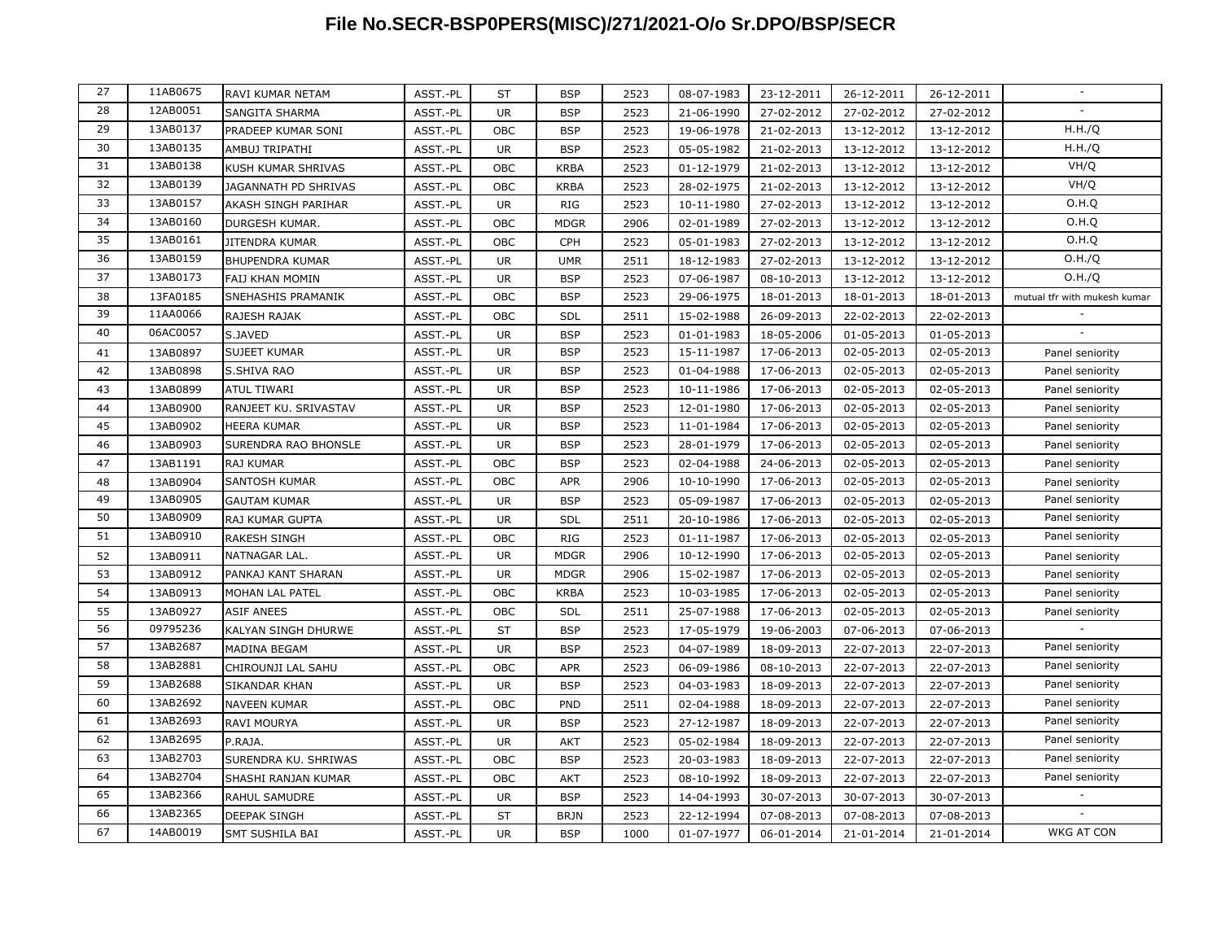# File No.SECR-BSP0PERS(MISC)/271/2021-O/o Sr.DPO/BSP/SECR

| | | | | | | | | | | | |
|---|---|---|---|---|---|---|---|---|---|---|---|
| 27 | 11AB0675 | RAVI KUMAR NETAM | ASST.-PL | ST | BSP | 2523 | 08-07-1983 | 23-12-2011 | 26-12-2011 | 26-12-2011 | - |
| 28 | 12AB0051 | SANGITA SHARMA | ASST.-PL | UR | BSP | 2523 | 21-06-1990 | 27-02-2012 | 27-02-2012 | 27-02-2012 | - |
| 29 | 13AB0137 | PRADEEP KUMAR SONI | ASST.-PL | OBC | BSP | 2523 | 19-06-1978 | 21-02-2013 | 13-12-2012 | 13-12-2012 | H.H./Q |
| 30 | 13AB0135 | AMBUJ TRIPATHI | ASST.-PL | UR | BSP | 2523 | 05-05-1982 | 21-02-2013 | 13-12-2012 | 13-12-2012 | H.H./Q |
| 31 | 13AB0138 | KUSH KUMAR SHRIVAS | ASST.-PL | OBC | KRBA | 2523 | 01-12-1979 | 21-02-2013 | 13-12-2012 | 13-12-2012 | VH/Q |
| 32 | 13AB0139 | JAGANNATH PD SHRIVAS | ASST.-PL | OBC | KRBA | 2523 | 28-02-1975 | 21-02-2013 | 13-12-2012 | 13-12-2012 | VH/Q |
| 33 | 13AB0157 | AKASH SINGH PARIHAR | ASST.-PL | UR | RIG | 2523 | 10-11-1980 | 27-02-2013 | 13-12-2012 | 13-12-2012 | O.H.Q |
| 34 | 13AB0160 | DURGESH KUMAR. | ASST.-PL | OBC | MDGR | 2906 | 02-01-1989 | 27-02-2013 | 13-12-2012 | 13-12-2012 | O.H.Q |
| 35 | 13AB0161 | JITENDRA KUMAR | ASST.-PL | OBC | CPH | 2523 | 05-01-1983 | 27-02-2013 | 13-12-2012 | 13-12-2012 | O.H.Q |
| 36 | 13AB0159 | BHUPENDRA KUMAR | ASST.-PL | UR | UMR | 2511 | 18-12-1983 | 27-02-2013 | 13-12-2012 | 13-12-2012 | O.H./Q |
| 37 | 13AB0173 | FAIJ KHAN MOMIN | ASST.-PL | UR | BSP | 2523 | 07-06-1987 | 08-10-2013 | 13-12-2012 | 13-12-2012 | O.H./Q |
| 38 | 13FA0185 | SNEHASHIS PRAMANIK | ASST.-PL | OBC | BSP | 2523 | 29-06-1975 | 18-01-2013 | 18-01-2013 | 18-01-2013 | mutual tfr with mukesh kumar |
| 39 | 11AA0066 | RAJESH RAJAK | ASST.-PL | OBC | SDL | 2511 | 15-02-1988 | 26-09-2013 | 22-02-2013 | 22-02-2013 | - |
| 40 | 06AC0057 | S.JAVED | ASST.-PL | UR | BSP | 2523 | 01-01-1983 | 18-05-2006 | 01-05-2013 | 01-05-2013 | - |
| 41 | 13AB0897 | SUJEET KUMAR | ASST.-PL | UR | BSP | 2523 | 15-11-1987 | 17-06-2013 | 02-05-2013 | 02-05-2013 | Panel seniority |
| 42 | 13AB0898 | S.SHIVA RAO | ASST.-PL | UR | BSP | 2523 | 01-04-1988 | 17-06-2013 | 02-05-2013 | 02-05-2013 | Panel seniority |
| 43 | 13AB0899 | ATUL TIWARI | ASST.-PL | UR | BSP | 2523 | 10-11-1986 | 17-06-2013 | 02-05-2013 | 02-05-2013 | Panel seniority |
| 44 | 13AB0900 | RANJEET KU. SRIVASTAV | ASST.-PL | UR | BSP | 2523 | 12-01-1980 | 17-06-2013 | 02-05-2013 | 02-05-2013 | Panel seniority |
| 45 | 13AB0902 | HEERA KUMAR | ASST.-PL | UR | BSP | 2523 | 11-01-1984 | 17-06-2013 | 02-05-2013 | 02-05-2013 | Panel seniority |
| 46 | 13AB0903 | SURENDRA RAO BHONSLE | ASST.-PL | UR | BSP | 2523 | 28-01-1979 | 17-06-2013 | 02-05-2013 | 02-05-2013 | Panel seniority |
| 47 | 13AB1191 | RAJ KUMAR | ASST.-PL | OBC | BSP | 2523 | 02-04-1988 | 24-06-2013 | 02-05-2013 | 02-05-2013 | Panel seniority |
| 48 | 13AB0904 | SANTOSH KUMAR | ASST.-PL | OBC | APR | 2906 | 10-10-1990 | 17-06-2013 | 02-05-2013 | 02-05-2013 | Panel seniority |
| 49 | 13AB0905 | GAUTAM KUMAR | ASST.-PL | UR | BSP | 2523 | 05-09-1987 | 17-06-2013 | 02-05-2013 | 02-05-2013 | Panel seniority |
| 50 | 13AB0909 | RAJ KUMAR GUPTA | ASST.-PL | UR | SDL | 2511 | 20-10-1986 | 17-06-2013 | 02-05-2013 | 02-05-2013 | Panel seniority |
| 51 | 13AB0910 | RAKESH SINGH | ASST.-PL | OBC | RIG | 2523 | 01-11-1987 | 17-06-2013 | 02-05-2013 | 02-05-2013 | Panel seniority |
| 52 | 13AB0911 | NATNAGAR LAL. | ASST.-PL | UR | MDGR | 2906 | 10-12-1990 | 17-06-2013 | 02-05-2013 | 02-05-2013 | Panel seniority |
| 53 | 13AB0912 | PANKAJ KANT SHARAN | ASST.-PL | UR | MDGR | 2906 | 15-02-1987 | 17-06-2013 | 02-05-2013 | 02-05-2013 | Panel seniority |
| 54 | 13AB0913 | MOHAN LAL PATEL | ASST.-PL | OBC | KRBA | 2523 | 10-03-1985 | 17-06-2013 | 02-05-2013 | 02-05-2013 | Panel seniority |
| 55 | 13AB0927 | ASIF ANEES | ASST.-PL | OBC | SDL | 2511 | 25-07-1988 | 17-06-2013 | 02-05-2013 | 02-05-2013 | Panel seniority |
| 56 | 09795236 | KALYAN SINGH DHURWE | ASST.-PL | ST | BSP | 2523 | 17-05-1979 | 19-06-2003 | 07-06-2013 | 07-06-2013 | - |
| 57 | 13AB2687 | MADINA BEGAM | ASST.-PL | UR | BSP | 2523 | 04-07-1989 | 18-09-2013 | 22-07-2013 | 22-07-2013 | Panel seniority |
| 58 | 13AB2881 | CHIROUNJI LAL SAHU | ASST.-PL | OBC | APR | 2523 | 06-09-1986 | 08-10-2013 | 22-07-2013 | 22-07-2013 | Panel seniority |
| 59 | 13AB2688 | SIKANDAR KHAN | ASST.-PL | UR | BSP | 2523 | 04-03-1983 | 18-09-2013 | 22-07-2013 | 22-07-2013 | Panel seniority |
| 60 | 13AB2692 | NAVEEN KUMAR | ASST.-PL | OBC | PND | 2511 | 02-04-1988 | 18-09-2013 | 22-07-2013 | 22-07-2013 | Panel seniority |
| 61 | 13AB2693 | RAVI MOURYA | ASST.-PL | UR | BSP | 2523 | 27-12-1987 | 18-09-2013 | 22-07-2013 | 22-07-2013 | Panel seniority |
| 62 | 13AB2695 | P.RAJA. | ASST.-PL | UR | AKT | 2523 | 05-02-1984 | 18-09-2013 | 22-07-2013 | 22-07-2013 | Panel seniority |
| 63 | 13AB2703 | SURENDRA KU. SHRIWAS | ASST.-PL | OBC | BSP | 2523 | 20-03-1983 | 18-09-2013 | 22-07-2013 | 22-07-2013 | Panel seniority |
| 64 | 13AB2704 | SHASHI RANJAN KUMAR | ASST.-PL | OBC | AKT | 2523 | 08-10-1992 | 18-09-2013 | 22-07-2013 | 22-07-2013 | Panel seniority |
| 65 | 13AB2366 | RAHUL SAMUDRE | ASST.-PL | UR | BSP | 2523 | 14-04-1993 | 30-07-2013 | 30-07-2013 | 30-07-2013 | - |
| 66 | 13AB2365 | DEEPAK SINGH | ASST.-PL | ST | BRJN | 2523 | 22-12-1994 | 07-08-2013 | 07-08-2013 | 07-08-2013 | - |
| 67 | 14AB0019 | SMT SUSHILA BAI | ASST.-PL | UR | BSP | 1000 | 01-07-1977 | 06-01-2014 | 21-01-2014 | 21-01-2014 | WKG AT CON |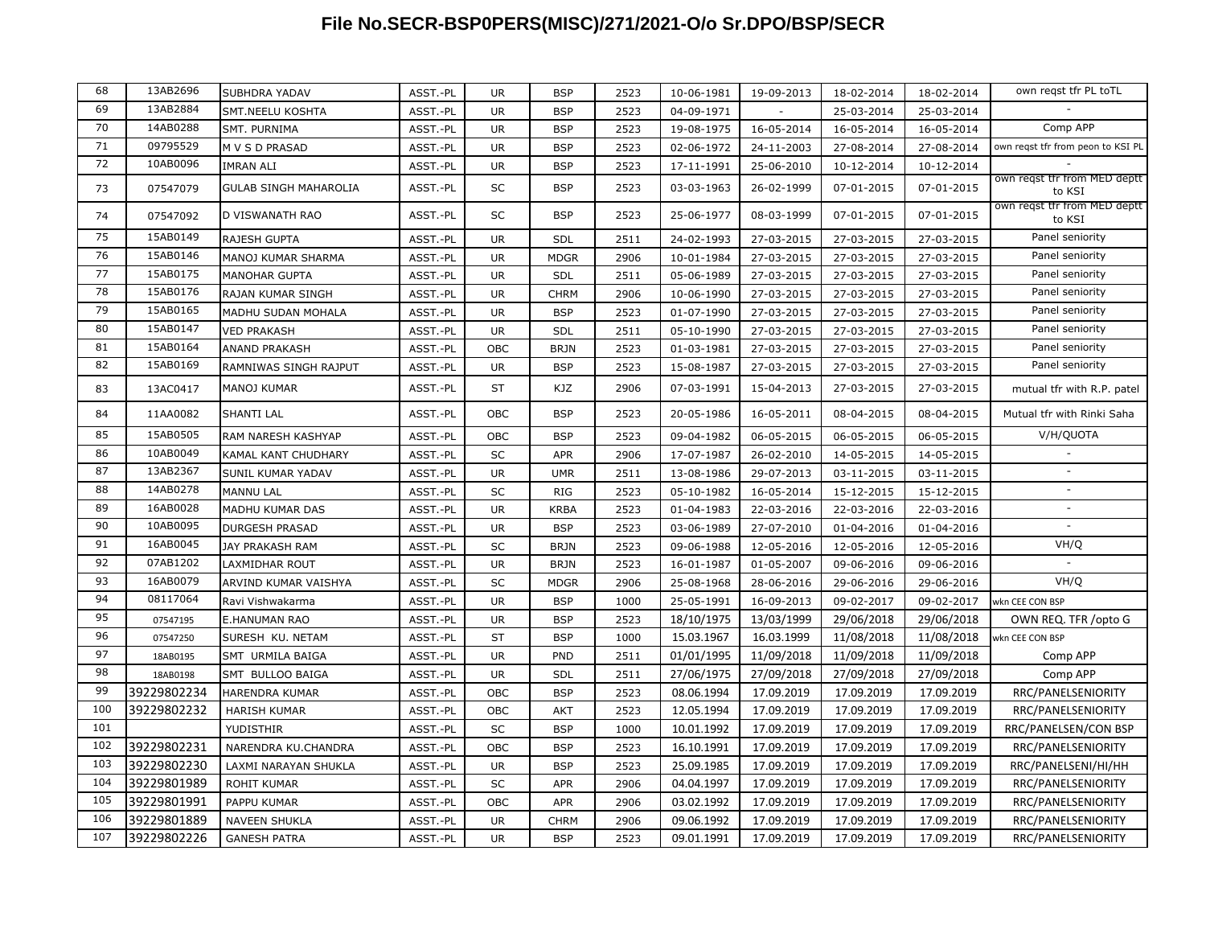# File No.SECR-BSP0PERS(MISC)/271/2021-O/o Sr.DPO/BSP/SECR

| | | | | | | | | | | | |
|---|---|---|---|---|---|---|---|---|---|---|---|
| 68 | 13AB2696 | SUBHDRA YADAV | ASST.-PL | UR | BSP | 2523 | 10-06-1981 | 19-09-2013 | 18-02-2014 | 18-02-2014 | own reqst tfr PL toTL |
| 69 | 13AB2884 | SMT.NEELU KOSHTA | ASST.-PL | UR | BSP | 2523 | 04-09-1971 | - | 25-03-2014 | 25-03-2014 | - |
| 70 | 14AB0288 | SMT. PURNIMA | ASST.-PL | UR | BSP | 2523 | 19-08-1975 | 16-05-2014 | 16-05-2014 | 16-05-2014 | Comp APP |
| 71 | 09795529 | M V S D PRASAD | ASST.-PL | UR | BSP | 2523 | 02-06-1972 | 24-11-2003 | 27-08-2014 | 27-08-2014 | own reqst tfr from peon to KSI PL |
| 72 | 10AB0096 | IMRAN ALI | ASST.-PL | UR | BSP | 2523 | 17-11-1991 | 25-06-2010 | 10-12-2014 | 10-12-2014 | - |
| 73 | 07547079 | GULAB SINGH MAHAROLIA | ASST.-PL | SC | BSP | 2523 | 03-03-1963 | 26-02-1999 | 07-01-2015 | 07-01-2015 | own reqst tfr from MED deptt to KSI |
| 74 | 07547092 | D VISWANATH RAO | ASST.-PL | SC | BSP | 2523 | 25-06-1977 | 08-03-1999 | 07-01-2015 | 07-01-2015 | own reqst tfr from MED deptt to KSI |
| 75 | 15AB0149 | RAJESH GUPTA | ASST.-PL | UR | SDL | 2511 | 24-02-1993 | 27-03-2015 | 27-03-2015 | 27-03-2015 | Panel seniority |
| 76 | 15AB0146 | MANOJ KUMAR SHARMA | ASST.-PL | UR | MDGR | 2906 | 10-01-1984 | 27-03-2015 | 27-03-2015 | 27-03-2015 | Panel seniority |
| 77 | 15AB0175 | MANOHAR GUPTA | ASST.-PL | UR | SDL | 2511 | 05-06-1989 | 27-03-2015 | 27-03-2015 | 27-03-2015 | Panel seniority |
| 78 | 15AB0176 | RAJAN KUMAR SINGH | ASST.-PL | UR | CHRM | 2906 | 10-06-1990 | 27-03-2015 | 27-03-2015 | 27-03-2015 | Panel seniority |
| 79 | 15AB0165 | MADHU SUDAN MOHALA | ASST.-PL | UR | BSP | 2523 | 01-07-1990 | 27-03-2015 | 27-03-2015 | 27-03-2015 | Panel seniority |
| 80 | 15AB0147 | VED PRAKASH | ASST.-PL | UR | SDL | 2511 | 05-10-1990 | 27-03-2015 | 27-03-2015 | 27-03-2015 | Panel seniority |
| 81 | 15AB0164 | ANAND PRAKASH | ASST.-PL | OBC | BRJN | 2523 | 01-03-1981 | 27-03-2015 | 27-03-2015 | 27-03-2015 | Panel seniority |
| 82 | 15AB0169 | RAMNIWAS SINGH RAJPUT | ASST.-PL | UR | BSP | 2523 | 15-08-1987 | 27-03-2015 | 27-03-2015 | 27-03-2015 | Panel seniority |
| 83 | 13AC0417 | MANOJ KUMAR | ASST.-PL | ST | KJZ | 2906 | 07-03-1991 | 15-04-2013 | 27-03-2015 | 27-03-2015 | mutual tfr with R.P. patel |
| 84 | 11AA0082 | SHANTI LAL | ASST.-PL | OBC | BSP | 2523 | 20-05-1986 | 16-05-2011 | 08-04-2015 | 08-04-2015 | Mutual tfr with Rinki Saha |
| 85 | 15AB0505 | RAM NARESH KASHYAP | ASST.-PL | OBC | BSP | 2523 | 09-04-1982 | 06-05-2015 | 06-05-2015 | 06-05-2015 | V/H/QUOTA |
| 86 | 10AB0049 | KAMAL KANT CHUDHARY | ASST.-PL | SC | APR | 2906 | 17-07-1987 | 26-02-2010 | 14-05-2015 | 14-05-2015 | - |
| 87 | 13AB2367 | SUNIL KUMAR YADAV | ASST.-PL | UR | UMR | 2511 | 13-08-1986 | 29-07-2013 | 03-11-2015 | 03-11-2015 | - |
| 88 | 14AB0278 | MANNU LAL | ASST.-PL | SC | RIG | 2523 | 05-10-1982 | 16-05-2014 | 15-12-2015 | 15-12-2015 | - |
| 89 | 16AB0028 | MADHU KUMAR DAS | ASST.-PL | UR | KRBA | 2523 | 01-04-1983 | 22-03-2016 | 22-03-2016 | 22-03-2016 | - |
| 90 | 10AB0095 | DURGESH PRASAD | ASST.-PL | UR | BSP | 2523 | 03-06-1989 | 27-07-2010 | 01-04-2016 | 01-04-2016 | - |
| 91 | 16AB0045 | JAY PRAKASH RAM | ASST.-PL | SC | BRJN | 2523 | 09-06-1988 | 12-05-2016 | 12-05-2016 | 12-05-2016 | VH/Q |
| 92 | 07AB1202 | LAXMIDHAR ROUT | ASST.-PL | UR | BRJN | 2523 | 16-01-1987 | 01-05-2007 | 09-06-2016 | 09-06-2016 | - |
| 93 | 16AB0079 | ARVIND KUMAR VAISHYA | ASST.-PL | SC | MDGR | 2906 | 25-08-1968 | 28-06-2016 | 29-06-2016 | 29-06-2016 | VH/Q |
| 94 | 08117064 | Ravi Vishwakarma | ASST.-PL | UR | BSP | 1000 | 25-05-1991 | 16-09-2013 | 09-02-2017 | 09-02-2017 | wkn CEE CON BSP |
| 95 | 07547195 | E.HANUMAN RAO | ASST.-PL | UR | BSP | 2523 | 18/10/1975 | 13/03/1999 | 29/06/2018 | 29/06/2018 | OWN REQ. TFR /opto G |
| 96 | 07547250 | SURESH KU. NETAM | ASST.-PL | ST | BSP | 1000 | 15.03.1967 | 16.03.1999 | 11/08/2018 | 11/08/2018 | wkn CEE CON BSP |
| 97 | 18AB0195 | SMT URMILA BAIGA | ASST.-PL | UR | PND | 2511 | 01/01/1995 | 11/09/2018 | 11/09/2018 | 11/09/2018 | Comp APP |
| 98 | 18AB0198 | SMT BULLOO BAIGA | ASST.-PL | UR | SDL | 2511 | 27/06/1975 | 27/09/2018 | 27/09/2018 | 27/09/2018 | Comp APP |
| 99 | 39229802234 | HARENDRA KUMAR | ASST.-PL | OBC | BSP | 2523 | 08.06.1994 | 17.09.2019 | 17.09.2019 | 17.09.2019 | RRC/PANELSENIORITY |
| 100 | 39229802232 | HARISH KUMAR | ASST.-PL | OBC | AKT | 2523 | 12.05.1994 | 17.09.2019 | 17.09.2019 | 17.09.2019 | RRC/PANELSENIORITY |
| 101 | | YUDISTHIR | ASST.-PL | SC | BSP | 1000 | 10.01.1992 | 17.09.2019 | 17.09.2019 | 17.09.2019 | RRC/PANELSEN/CON BSP |
| 102 | 39229802231 | NARENDRA KU.CHANDRA | ASST.-PL | OBC | BSP | 2523 | 16.10.1991 | 17.09.2019 | 17.09.2019 | 17.09.2019 | RRC/PANELSENIORITY |
| 103 | 39229802230 | LAXMI NARAYAN SHUKLA | ASST.-PL | UR | BSP | 2523 | 25.09.1985 | 17.09.2019 | 17.09.2019 | 17.09.2019 | RRC/PANELSENI/HI/HH |
| 104 | 39229801989 | ROHIT KUMAR | ASST.-PL | SC | APR | 2906 | 04.04.1997 | 17.09.2019 | 17.09.2019 | 17.09.2019 | RRC/PANELSENIORITY |
| 105 | 39229801991 | PAPPU KUMAR | ASST.-PL | OBC | APR | 2906 | 03.02.1992 | 17.09.2019 | 17.09.2019 | 17.09.2019 | RRC/PANELSENIORITY |
| 106 | 39229801889 | NAVEEN SHUKLA | ASST.-PL | UR | CHRM | 2906 | 09.06.1992 | 17.09.2019 | 17.09.2019 | 17.09.2019 | RRC/PANELSENIORITY |
| 107 | 39229802226 | GANESH PATRA | ASST.-PL | UR | BSP | 2523 | 09.01.1991 | 17.09.2019 | 17.09.2019 | 17.09.2019 | RRC/PANELSENIORITY |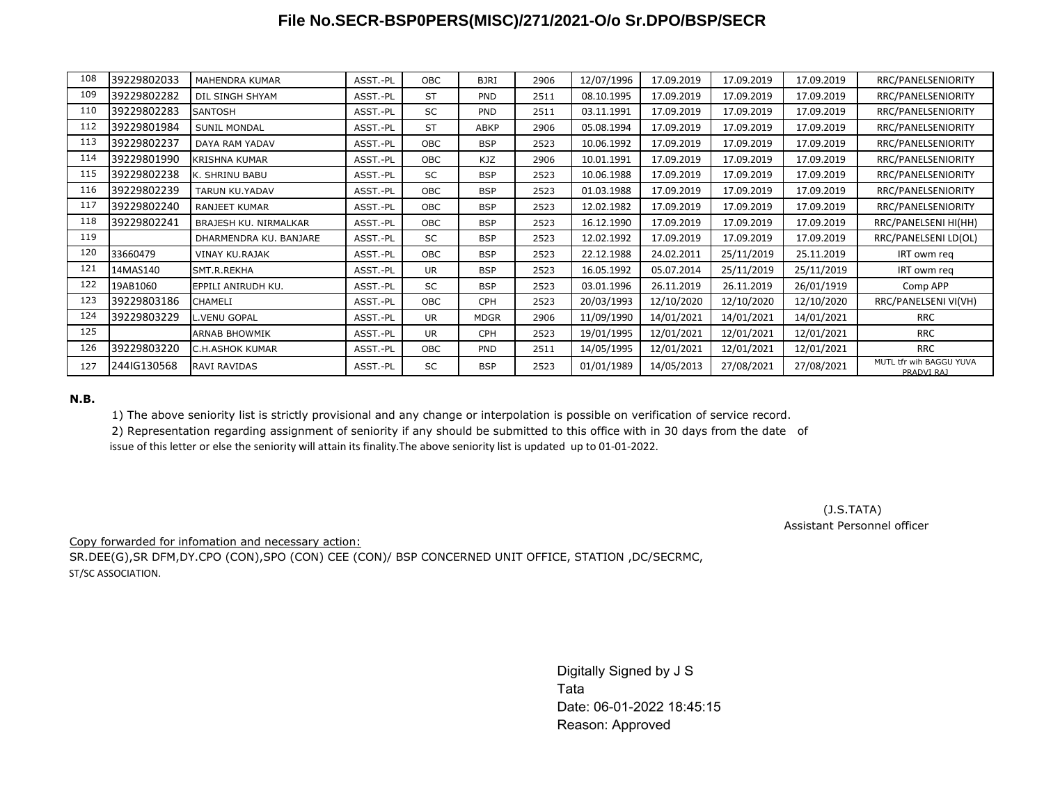# File No.SECR-BSP0PERS(MISC)/271/2021-O/o Sr.DPO/BSP/SECR

| | | | | | | | | | | | | |
|---|---|---|---|---|---|---|---|---|---|---|---|---|
| 108 | 39229802033 | MAHENDRA KUMAR | ASST.-PL | OBC | BJRI | 2906 | 12/07/1996 | 17.09.2019 | 17.09.2019 | 17.09.2019 | RRC/PANELSENIORITY |
| 109 | 39229802282 | DIL SINGH SHYAM | ASST.-PL | ST | PND | 2511 | 08.10.1995 | 17.09.2019 | 17.09.2019 | 17.09.2019 | RRC/PANELSENIORITY |
| 110 | 39229802283 | SANTOSH | ASST.-PL | SC | PND | 2511 | 03.11.1991 | 17.09.2019 | 17.09.2019 | 17.09.2019 | RRC/PANELSENIORITY |
| 112 | 39229801984 | SUNIL MONDAL | ASST.-PL | ST | ABKP | 2906 | 05.08.1994 | 17.09.2019 | 17.09.2019 | 17.09.2019 | RRC/PANELSENIORITY |
| 113 | 39229802237 | DAYA RAM YADAV | ASST.-PL | OBC | BSP | 2523 | 10.06.1992 | 17.09.2019 | 17.09.2019 | 17.09.2019 | RRC/PANELSENIORITY |
| 114 | 39229801990 | KRISHNA KUMAR | ASST.-PL | OBC | KJZ | 2906 | 10.01.1991 | 17.09.2019 | 17.09.2019 | 17.09.2019 | RRC/PANELSENIORITY |
| 115 | 39229802238 | K. SHRINU BABU | ASST.-PL | SC | BSP | 2523 | 10.06.1988 | 17.09.2019 | 17.09.2019 | 17.09.2019 | RRC/PANELSENIORITY |
| 116 | 39229802239 | TARUN KU.YADAV | ASST.-PL | OBC | BSP | 2523 | 01.03.1988 | 17.09.2019 | 17.09.2019 | 17.09.2019 | RRC/PANELSENIORITY |
| 117 | 39229802240 | RANJEET KUMAR | ASST.-PL | OBC | BSP | 2523 | 12.02.1982 | 17.09.2019 | 17.09.2019 | 17.09.2019 | RRC/PANELSENIORITY |
| 118 | 39229802241 | BRAJESH KU. NIRMALKAR | ASST.-PL | OBC | BSP | 2523 | 16.12.1990 | 17.09.2019 | 17.09.2019 | 17.09.2019 | RRC/PANELSENI HI(HH) |
| 119 | | DHARMENDRA KU. BANJARE | ASST.-PL | SC | BSP | 2523 | 12.02.1992 | 17.09.2019 | 17.09.2019 | 17.09.2019 | RRC/PANELSENI LD(OL) |
| 120 | 33660479 | VINAY KU.RAJAK | ASST.-PL | OBC | BSP | 2523 | 22.12.1988 | 24.02.2011 | 25/11/2019 | 25.11.2019 | IRT owm req |
| 121 | 14MAS140 | SMT.R.REKHA | ASST.-PL | UR | BSP | 2523 | 16.05.1992 | 05.07.2014 | 25/11/2019 | 25/11/2019 | IRT owm req |
| 122 | 19AB1060 | EPPILI ANIRUDH KU. | ASST.-PL | SC | BSP | 2523 | 03.01.1996 | 26.11.2019 | 26.11.2019 | 26/01/1919 | Comp APP |
| 123 | 39229803186 | CHAMELI | ASST.-PL | OBC | CPH | 2523 | 20/03/1993 | 12/10/2020 | 12/10/2020 | 12/10/2020 | RRC/PANELSENI VI(VH) |
| 124 | 39229803229 | L.VENU GOPAL | ASST.-PL | UR | MDGR | 2906 | 11/09/1990 | 14/01/2021 | 14/01/2021 | 14/01/2021 | RRC |
| 125 | | ARNAB BHOWMIK | ASST.-PL | UR | CPH | 2523 | 19/01/1995 | 12/01/2021 | 12/01/2021 | 12/01/2021 | RRC |
| 126 | 39229803220 | C.H.ASHOK KUMAR | ASST.-PL | OBC | PND | 2511 | 14/05/1995 | 12/01/2021 | 12/01/2021 | 12/01/2021 | RRC |
| 127 | 244IG130568 | RAVI RAVIDAS | ASST.-PL | SC | BSP | 2523 | 01/01/1989 | 14/05/2013 | 27/08/2021 | 27/08/2021 | MUTL tfr wih BAGGU YUVA PRADVI RAJ |

**N.B.**

1) The above seniority list is strictly provisional and any change or interpolation is possible on verification of service record.

2) Representation regarding assignment of seniority if any should be submitted to this office with in 30 days from the date of issue of this letter or else the seniority will attain its finality.The above seniority list is updated up to 01-01-2022.

(J.S.TATA)
Assistant Personnel officer

Copy forwarded for infomation and necessary action:
SR.DEE(G),SR DFM,DY.CPO (CON),SPO (CON) CEE (CON)/ BSP CONCERNED UNIT OFFICE, STATION ,DC/SECRMC, ST/SC ASSOCIATION.

Digitally Signed by J S Tata
Date: 06-01-2022 18:45:15
Reason: Approved